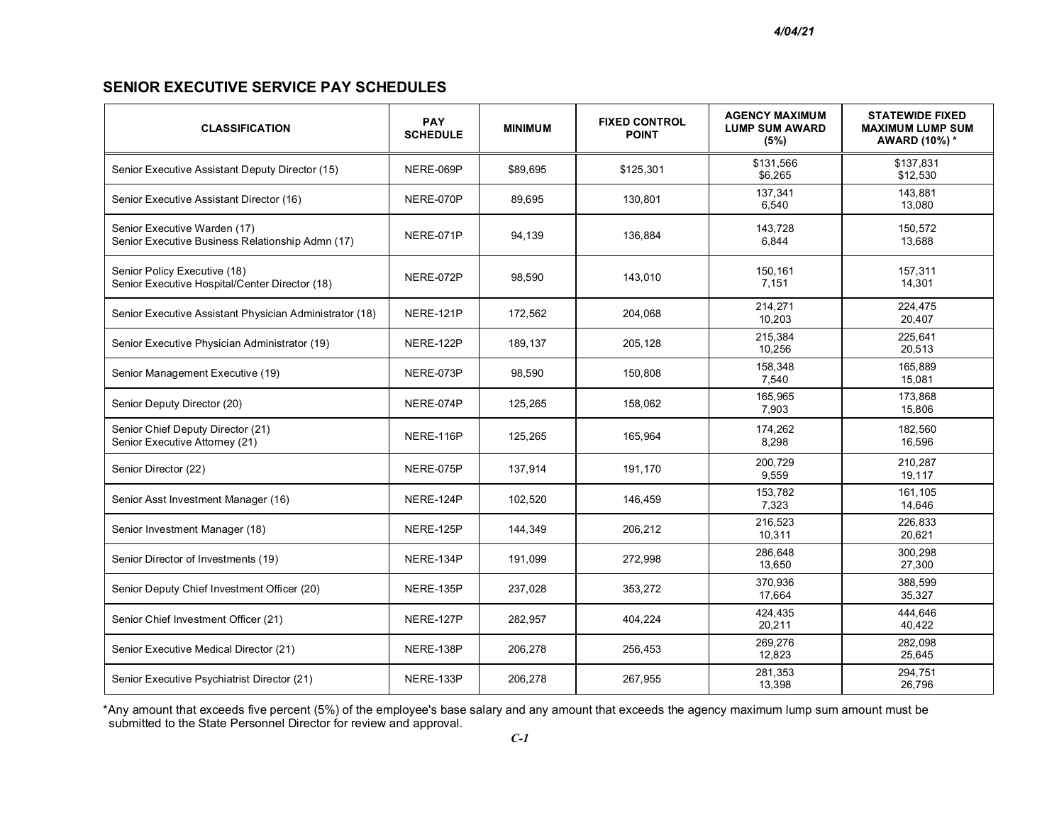4/04/21

## SENIOR EXECUTIVE SERVICE PAY SCHEDULES

| CLASSIFICATION | PAY SCHEDULE | MINIMUM | FIXED CONTROL POINT | AGENCY MAXIMUM LUMP SUM AWARD (5%) | STATEWIDE FIXED MAXIMUM LUMP SUM AWARD (10%) * |
|---|---|---|---|---|---|
| Senior Executive Assistant Deputy Director (15) | NERE-069P | $89,695 | $125,301 | $131,566<br>$6,265 | $137,831<br>$12,530 |
| Senior Executive Assistant Director (16) | NERE-070P | 89,695 | 130,801 | 137,341<br>6,540 | 143,881<br>13,080 |
| Senior Executive Warden (17)<br>Senior Executive Business Relationship Admn (17) | NERE-071P | 94,139 | 136,884 | 143,728<br>6,844 | 150,572<br>13,688 |
| Senior Policy Executive (18)<br>Senior Executive Hospital/Center Director (18) | NERE-072P | 98,590 | 143,010 | 150,161<br>7,151 | 157,311<br>14,301 |
| Senior Executive Assistant Physician Administrator (18) | NERE-121P | 172,562 | 204,068 | 214,271<br>10,203 | 224,475<br>20,407 |
| Senior Executive Physician Administrator (19) | NERE-122P | 189,137 | 205,128 | 215,384<br>10,256 | 225,641<br>20,513 |
| Senior Management Executive (19) | NERE-073P | 98,590 | 150,808 | 158,348<br>7,540 | 165,889<br>15,081 |
| Senior Deputy Director (20) | NERE-074P | 125,265 | 158,062 | 165,965<br>7,903 | 173,868<br>15,806 |
| Senior Chief Deputy Director (21)<br>Senior Executive Attorney (21) | NERE-116P | 125,265 | 165,964 | 174,262<br>8,298 | 182,560<br>16,596 |
| Senior Director (22) | NERE-075P | 137,914 | 191,170 | 200,729<br>9,559 | 210,287<br>19,117 |
| Senior Asst Investment Manager (16) | NERE-124P | 102,520 | 146,459 | 153,782<br>7,323 | 161,105<br>14,646 |
| Senior Investment Manager (18) | NERE-125P | 144,349 | 206,212 | 216,523<br>10,311 | 226,833<br>20,621 |
| Senior Director of Investments (19) | NERE-134P | 191,099 | 272,998 | 286,648<br>13,650 | 300,298<br>27,300 |
| Senior Deputy Chief Investment Officer (20) | NERE-135P | 237,028 | 353,272 | 370,936<br>17,664 | 388,599<br>35,327 |
| Senior Chief Investment Officer (21) | NERE-127P | 282,957 | 404,224 | 424,435<br>20,211 | 444,646<br>40,422 |
| Senior Executive Medical Director (21) | NERE-138P | 206,278 | 256,453 | 269,276<br>12,823 | 282,098<br>25,645 |
| Senior Executive Psychiatrist Director (21) | NERE-133P | 206,278 | 267,955 | 281,353<br>13,398 | 294,751<br>26,796 |

*Any amount that exceeds five percent (5%) of the employee's base salary and any amount that exceeds the agency maximum lump sum amount must be submitted to the State Personnel Director for review and approval.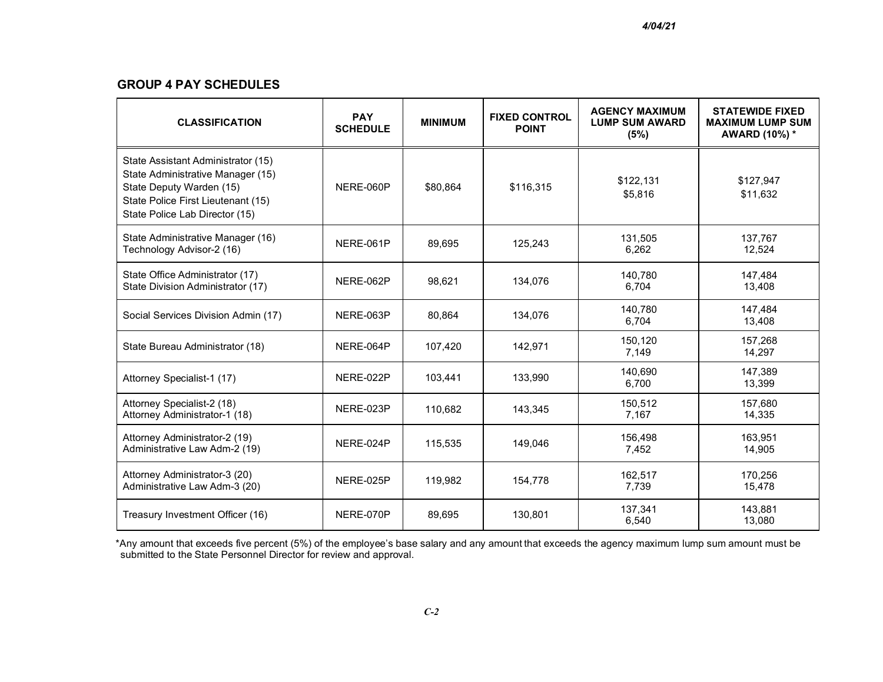## GROUP 4 PAY SCHEDULES

| CLASSIFICATION | PAY SCHEDULE | MINIMUM | FIXED CONTROL POINT | AGENCY MAXIMUM LUMP SUM AWARD (5%) | STATEWIDE FIXED MAXIMUM LUMP SUM AWARD (10%) * |
|---|---|---|---|---|---|
| State Assistant Administrator (15)<br>State Administrative Manager (15)<br>State Deputy Warden (15)<br>State Police First Lieutenant (15)<br>State Police Lab Director (15) | NERE-060P | $80,864 | $116,315 | $122,131<br>$5,816 | $127,947<br>$11,632 |
| State Administrative Manager (16)<br>Technology Advisor-2 (16) | NERE-061P | 89,695 | 125,243 | 131,505<br>6,262 | 137,767<br>12,524 |
| State Office Administrator (17)<br>State Division Administrator (17) | NERE-062P | 98,621 | 134,076 | 140,780<br>6,704 | 147,484<br>13,408 |
| Social Services Division Admin (17) | NERE-063P | 80,864 | 134,076 | 140,780<br>6,704 | 147,484<br>13,408 |
| State Bureau Administrator (18) | NERE-064P | 107,420 | 142,971 | 150,120<br>7,149 | 157,268<br>14,297 |
| Attorney Specialist-1 (17) | NERE-022P | 103,441 | 133,990 | 140,690<br>6,700 | 147,389<br>13,399 |
| Attorney Specialist-2 (18)<br>Attorney Administrator-1 (18) | NERE-023P | 110,682 | 143,345 | 150,512<br>7,167 | 157,680<br>14,335 |
| Attorney Administrator-2 (19)<br>Administrative Law Adm-2 (19) | NERE-024P | 115,535 | 149,046 | 156,498<br>7,452 | 163,951<br>14,905 |
| Attorney Administrator-3 (20)<br>Administrative Law Adm-3 (20) | NERE-025P | 119,982 | 154,778 | 162,517<br>7,739 | 170,256<br>15,478 |
| Treasury Investment Officer (16) | NERE-070P | 89,695 | 130,801 | 137,341<br>6,540 | 143,881<br>13,080 |

*Any amount that exceeds five percent (5%) of the employee's base salary and any amount that exceeds the agency maximum lump sum amount must be submitted to the State Personnel Director for review and approval.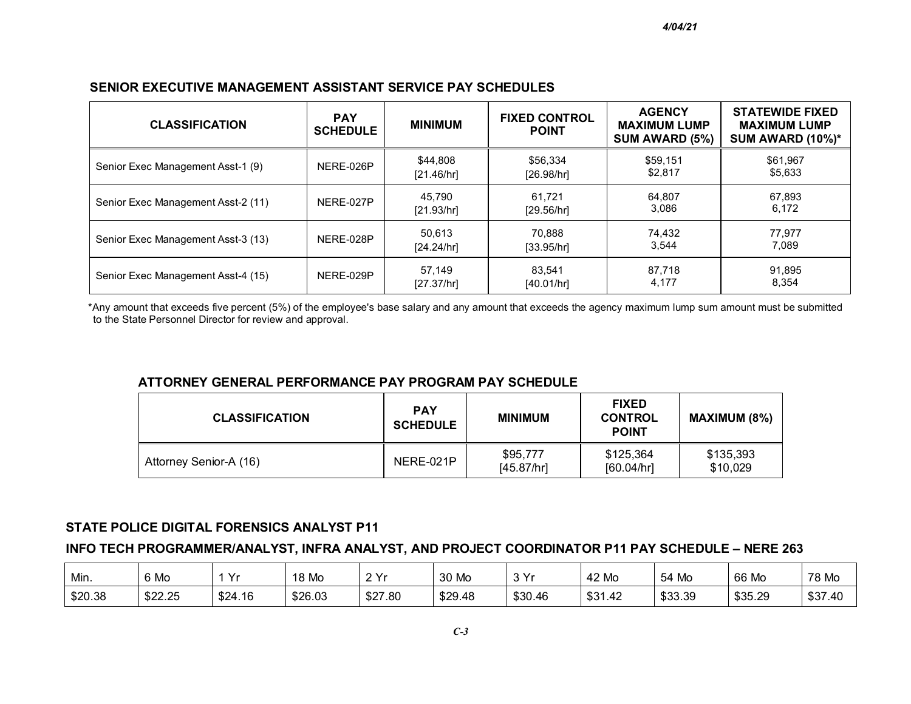## SENIOR EXECUTIVE MANAGEMENT ASSISTANT SERVICE PAY SCHEDULES

| CLASSIFICATION | PAY SCHEDULE | MINIMUM | FIXED CONTROL POINT | AGENCY MAXIMUM LUMP SUM AWARD (5%) | STATEWIDE FIXED MAXIMUM LUMP SUM AWARD (10%)* |
|---|---|---|---|---|---|
| Senior Exec Management Asst-1 (9) | NERE-026P | $44,808 [21.46/hr] | $56,334 [26.98/hr] | $59,151 $2,817 | $61,967 $5,633 |
| Senior Exec Management Asst-2 (11) | NERE-027P | 45,790 [21.93/hr] | 61,721 [29.56/hr] | 64,807 3,086 | 67,893 6,172 |
| Senior Exec Management Asst-3 (13) | NERE-028P | 50,613 [24.24/hr] | 70,888 [33.95/hr] | 74,432 3,544 | 77,977 7,089 |
| Senior Exec Management Asst-4 (15) | NERE-029P | 57,149 [27.37/hr] | 83,541 [40.01/hr] | 87,718 4,177 | 91,895 8,354 |

*Any amount that exceeds five percent (5%) of the employee's base salary and any amount that exceeds the agency maximum lump sum amount must be submitted to the State Personnel Director for review and approval.

## ATTORNEY GENERAL PERFORMANCE PAY PROGRAM PAY SCHEDULE

| CLASSIFICATION | PAY SCHEDULE | MINIMUM | FIXED CONTROL POINT | MAXIMUM (8%) |
|---|---|---|---|---|
| Attorney Senior-A (16) | NERE-021P | $95,777 [45.87/hr] | $125,364 [60.04/hr] | $135,393 $10,029 |

## STATE POLICE DIGITAL FORENSICS ANALYST P11

## INFO TECH PROGRAMMER/ANALYST, INFRA ANALYST, AND PROJECT COORDINATOR P11 PAY SCHEDULE – NERE 263

| Min. | 6 Mo | 1 Yr | 18 Mo | 2 Yr | 30 Mo | 3 Yr | 42 Mo | 54 Mo | 66 Mo | 78 Mo |
|---|---|---|---|---|---|---|---|---|---|---|
| $20.38 | $22.25 | $24.16 | $26.03 | $27.80 | $29.48 | $30.46 | $31.42 | $33.39 | $35.29 | $37.40 |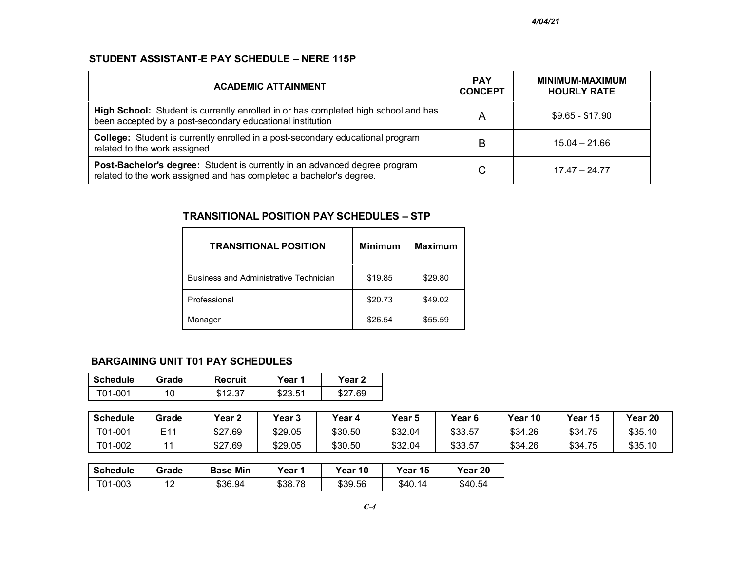## STUDENT ASSISTANT-E PAY SCHEDULE – NERE 115P

| ACADEMIC ATTAINMENT | PAY CONCEPT | MINIMUM-MAXIMUM HOURLY RATE |
|---|---|---|
| **High School:** Student is currently enrolled in or has completed high school and has been accepted by a post-secondary educational institution | A | $9.65 - $17.90 |
| **College:** Student is currently enrolled in a post-secondary educational program related to the work assigned. | B | 15.04 – 21.66 |
| **Post-Bachelor's degree:** Student is currently in an advanced degree program related to the work assigned and has completed a bachelor's degree. | C | 17.47 – 24.77 |

## TRANSITIONAL POSITION PAY SCHEDULES – STP

| TRANSITIONAL POSITION | Minimum | Maximum |
|---|---|---|
| Business and Administrative Technician | $19.85 | $29.80 |
| Professional | $20.73 | $49.02 |
| Manager | $26.54 | $55.59 |

## BARGAINING UNIT T01 PAY SCHEDULES

| Schedule | Grade | Recruit | Year 1 | Year 2 |
|---|---|---|---|---|
| T01-001 | 10 | $12.37 | $23.51 | $27.69 |

| Schedule | Grade | Year 2 | Year 3 | Year 4 | Year 5 | Year 6 | Year 10 | Year 15 | Year 20 |
|---|---|---|---|---|---|---|---|---|---|
| T01-001 | E11 | $27.69 | $29.05 | $30.50 | $32.04 | $33.57 | $34.26 | $34.75 | $35.10 |
| T01-002 | 11 | $27.69 | $29.05 | $30.50 | $32.04 | $33.57 | $34.26 | $34.75 | $35.10 |

| Schedule | Grade | Base Min | Year 1 | Year 10 | Year 15 | Year 20 |
|---|---|---|---|---|---|---|
| T01-003 | 12 | $36.94 | $38.78 | $39.56 | $40.14 | $40.54 |